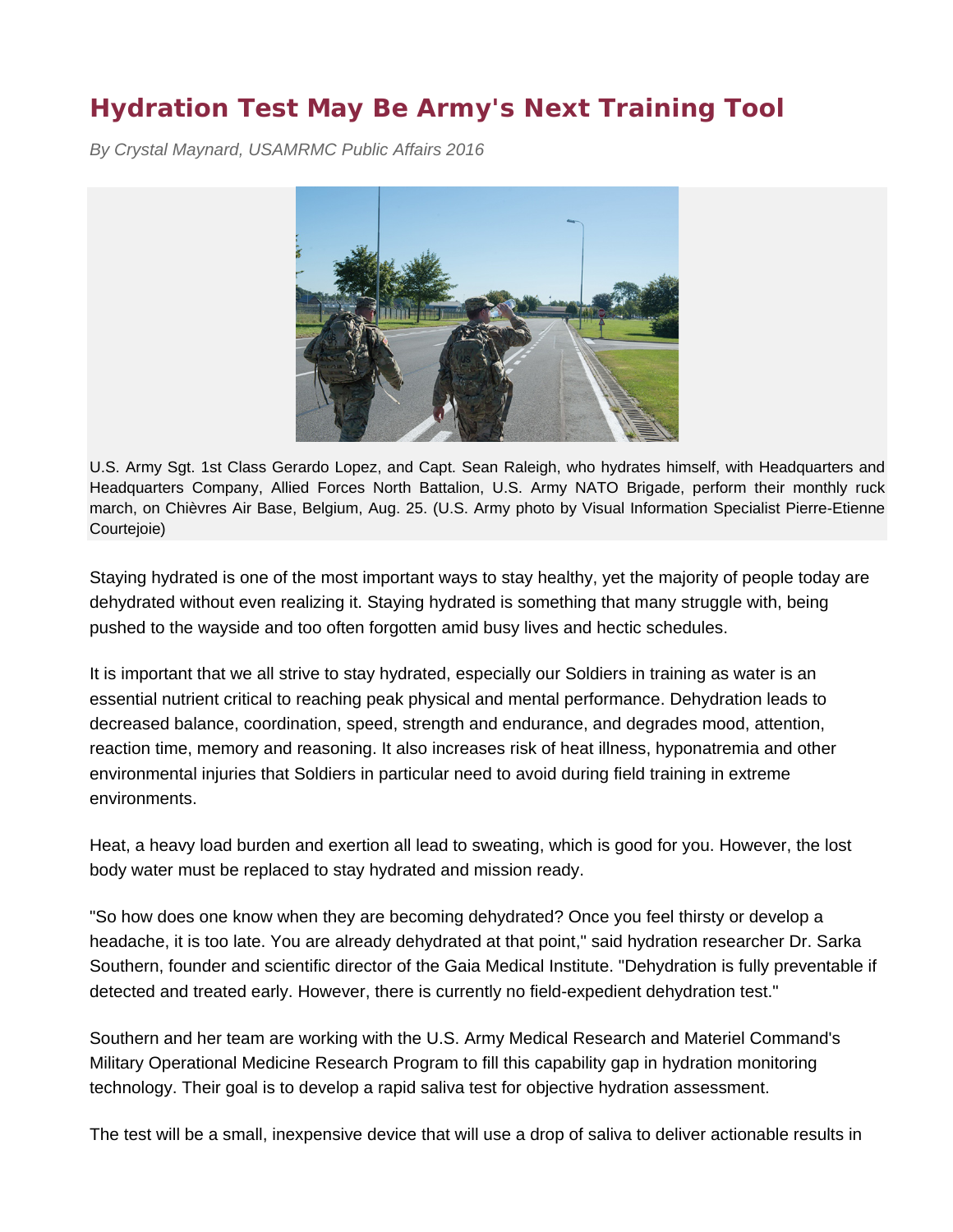# Hydration Test May Be Army's Next Training Tool

*By Crystal Maynard, USAMRMC Public Affairs 2016*

U.S. Army Sgt. 1st Class Gerardo Lopez, and Capt. Sean Raleigh, who hydrates himself, with Headquarters and Headquarters Company, Allied Forces North Battalion, U.S. Army NATO Brigade, perform their monthly ruck march, on Chièvres Air Base, Belgium, Aug. 25. (U.S. Army photo by Visual Information Specialist Pierre-Etienne Courtejoie)

Staying hydrated is one of the most important ways to stay healthy, yet the majority of people today are dehydrated without even realizing it. Staying hydrated is something that many struggle with, being pushed to the wayside and too often forgotten amid busy lives and hectic schedules.

It is important that we all strive to stay hydrated, especially our Soldiers in training as water is an essential nutrient critical to reaching peak physical and mental performance. Dehydration leads to decreased balance, coordination, speed, strength and endurance, and degrades mood, attention, reaction time, memory and reasoning. It also increases risk of heat illness, hyponatremia and other environmental injuries that Soldiers in particular need to avoid during field training in extreme environments.

Heat, a heavy load burden and exertion all lead to sweating, which is good for you. However, the lost body water must be replaced to stay hydrated and mission ready.

"So how does one know when they are becoming dehydrated? Once you feel thirsty or develop a headache, it is too late. You are already dehydrated at that point," said hydration researcher Dr. Sarka Southern, founder and scientific director of the Gaia Medical Institute. "Dehydration is fully preventable if detected and treated early. However, there is currently no field-expedient dehydration test."

Southern and her team are working with the U.S. Army Medical Research and Materiel Command's Military Operational Medicine Research Program to fill this capability gap in hydration monitoring technology. Their goal is to develop a rapid saliva test for objective hydration assessment.

The test will be a small, inexpensive device that will use a drop of saliva to deliver actionable results in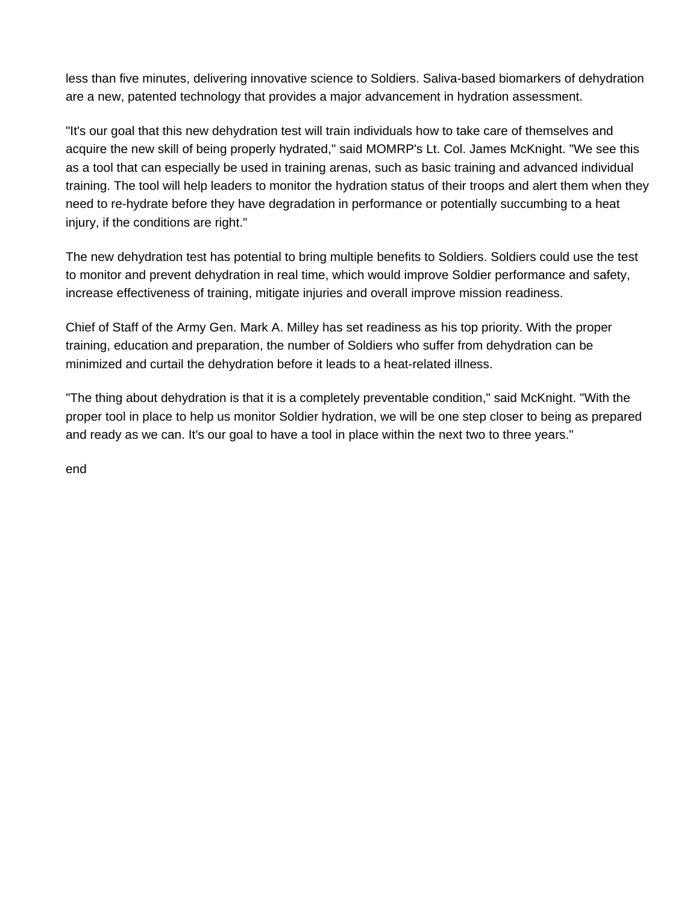less than five minutes, delivering innovative science to Soldiers. Saliva-based biomarkers of dehydration are a new, patented technology that provides a major advancement in hydration assessment.

"It's our goal that this new dehydration test will train individuals how to take care of themselves and acquire the new skill of being properly hydrated," said MOMRP's Lt. Col. James McKnight. "We see this as a tool that can especially be used in training arenas, such as basic training and advanced individual training. The tool will help leaders to monitor the hydration status of their troops and alert them when they need to re-hydrate before they have degradation in performance or potentially succumbing to a heat injury, if the conditions are right."

The new dehydration test has potential to bring multiple benefits to Soldiers. Soldiers could use the test to monitor and prevent dehydration in real time, which would improve Soldier performance and safety, increase effectiveness of training, mitigate injuries and overall improve mission readiness.

Chief of Staff of the Army Gen. Mark A. Milley has set readiness as his top priority. With the proper training, education and preparation, the number of Soldiers who suffer from dehydration can be minimized and curtail the dehydration before it leads to a heat-related illness.

"The thing about dehydration is that it is a completely preventable condition," said McKnight. "With the proper tool in place to help us monitor Soldier hydration, we will be one step closer to being as prepared and ready as we can. It's our goal to have a tool in place within the next two to three years."

end